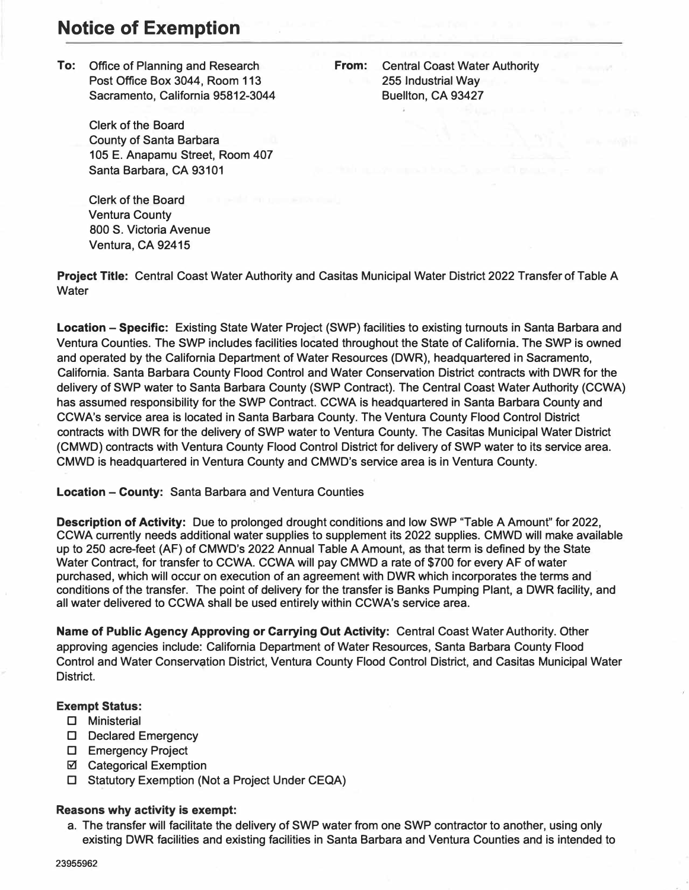# Notice of Exemption

**To:** Office of Planning and Research
Post Office Box 3044, Room 113
Sacramento, California 95812-3044

Clerk of the Board
County of Santa Barbara
105 E. Anapamu Street, Room 407
Santa Barbara, CA 93101

Clerk of the Board
Ventura County
800 S. Victoria Avenue
Ventura, CA 92415

**From:** Central Coast Water Authority
255 Industrial Way
Buellton, CA 93427

**Project Title:** Central Coast Water Authority and Casitas Municipal Water District 2022 Transfer of Table A Water

**Location – Specific:** Existing State Water Project (SWP) facilities to existing turnouts in Santa Barbara and Ventura Counties. The SWP includes facilities located throughout the State of California. The SWP is owned and operated by the California Department of Water Resources (DWR), headquartered in Sacramento, California. Santa Barbara County Flood Control and Water Conservation District contracts with DWR for the delivery of SWP water to Santa Barbara County (SWP Contract). The Central Coast Water Authority (CCWA) has assumed responsibility for the SWP Contract. CCWA is headquartered in Santa Barbara County and CCWA's service area is located in Santa Barbara County. The Ventura County Flood Control District contracts with DWR for the delivery of SWP water to Ventura County. The Casitas Municipal Water District (CMWD) contracts with Ventura County Flood Control District for delivery of SWP water to its service area. CMWD is headquartered in Ventura County and CMWD's service area is in Ventura County.

**Location – County:** Santa Barbara and Ventura Counties

**Description of Activity:** Due to prolonged drought conditions and low SWP "Table A Amount" for 2022, CCWA currently needs additional water supplies to supplement its 2022 supplies. CMWD will make available up to 250 acre-feet (AF) of CMWD's 2022 Annual Table A Amount, as that term is defined by the State Water Contract, for transfer to CCWA. CCWA will pay CMWD a rate of $700 for every AF of water purchased, which will occur on execution of an agreement with DWR which incorporates the terms and conditions of the transfer. The point of delivery for the transfer is Banks Pumping Plant, a DWR facility, and all water delivered to CCWA shall be used entirely within CCWA's service area.

**Name of Public Agency Approving or Carrying Out Activity:** Central Coast Water Authority. Other approving agencies include: California Department of Water Resources, Santa Barbara County Flood Control and Water Conservation District, Ventura County Flood Control District, and Casitas Municipal Water District.

**Exempt Status:**

- ☐ Ministerial
- ☐ Declared Emergency
- ☐ Emergency Project
- ☑ Categorical Exemption
- ☐ Statutory Exemption (Not a Project Under CEQA)

**Reasons why activity is exempt:**

a. The transfer will facilitate the delivery of SWP water from one SWP contractor to another, using only existing DWR facilities and existing facilities in Santa Barbara and Ventura Counties and is intended to

23955962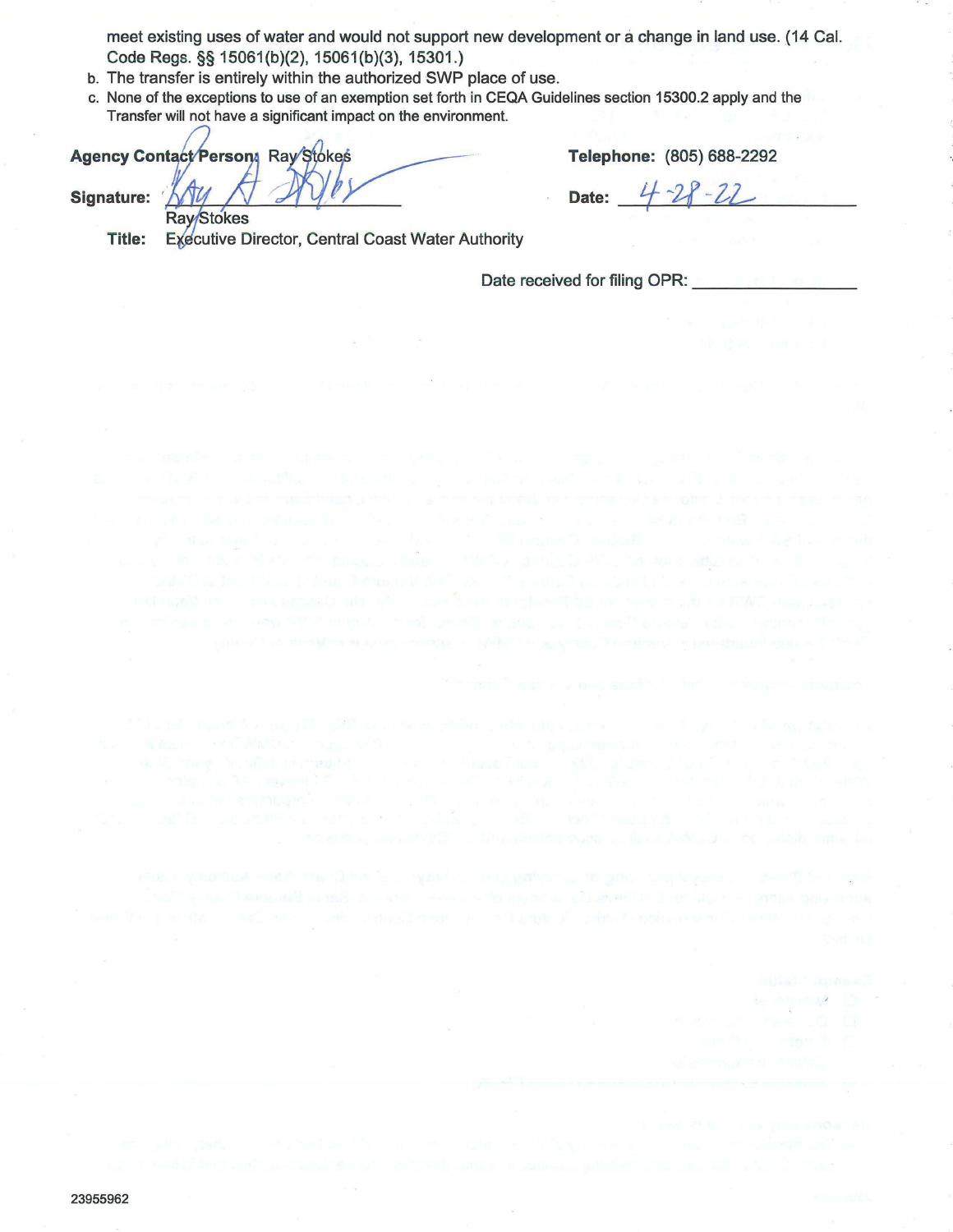meet existing uses of water and would not support new development or a change in land use. (14 Cal. Code Regs. §§ 15061(b)(2), 15061(b)(3), 15301.)

b. The transfer is entirely within the authorized SWP place of use.

c. None of the exceptions to use of an exemption set forth in CEQA Guidelines section 15300.2 apply and the Transfer will not have a significant impact on the environment.

**Agency Contact Person:** Ray Stokes

**Telephone:** (805) 688-2292

**Signature:** Ray A Stokes

Ray Stokes

**Date:** 4-28-22

**Title:** Executive Director, Central Coast Water Authority

Date received for filing OPR: ______________

23955962